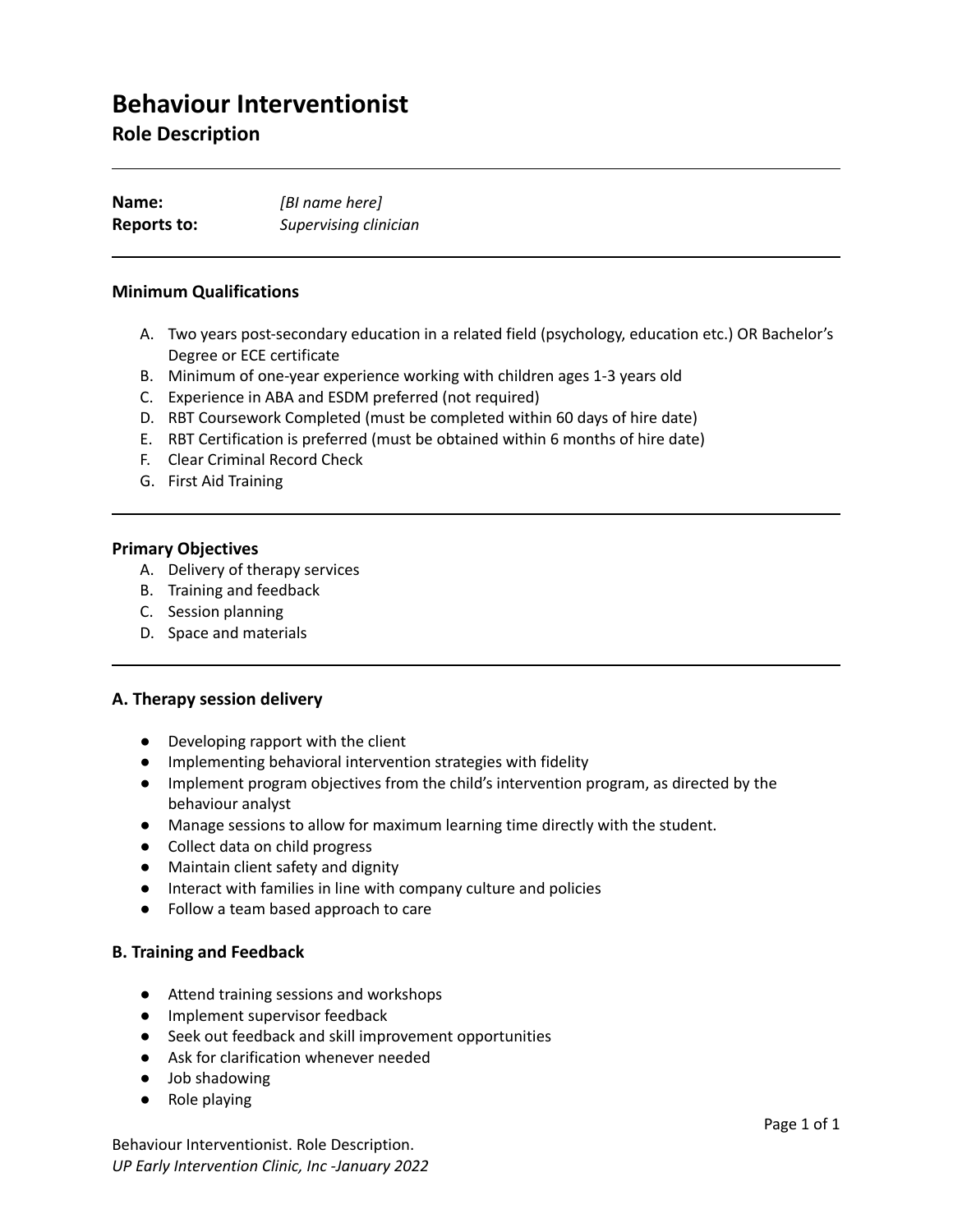# Behaviour Interventionist

## Role Description

---

**Name:** *[BI name here]*
**Reports to:** *Supervising clinician*

---

### Minimum Qualifications

A. Two years post-secondary education in a related field (psychology, education etc.) OR Bachelor's Degree or ECE certificate
B. Minimum of one-year experience working with children ages 1-3 years old
C. Experience in ABA and ESDM preferred (not required)
D. RBT Coursework Completed (must be completed within 60 days of hire date)
E. RBT Certification is preferred (must be obtained within 6 months of hire date)
F. Clear Criminal Record Check
G. First Aid Training

---

### Primary Objectives

A. Delivery of therapy services
B. Training and feedback
C. Session planning
D. Space and materials

---

### A. Therapy session delivery

- Developing rapport with the client
- Implementing behavioral intervention strategies with fidelity
- Implement program objectives from the child's intervention program, as directed by the behaviour analyst
- Manage sessions to allow for maximum learning time directly with the student.
- Collect data on child progress
- Maintain client safety and dignity
- Interact with families in line with company culture and policies
- Follow a team based approach to care

### B. Training and Feedback

- Attend training sessions and workshops
- Implement supervisor feedback
- Seek out feedback and skill improvement opportunities
- Ask for clarification whenever needed
- Job shadowing
- Role playing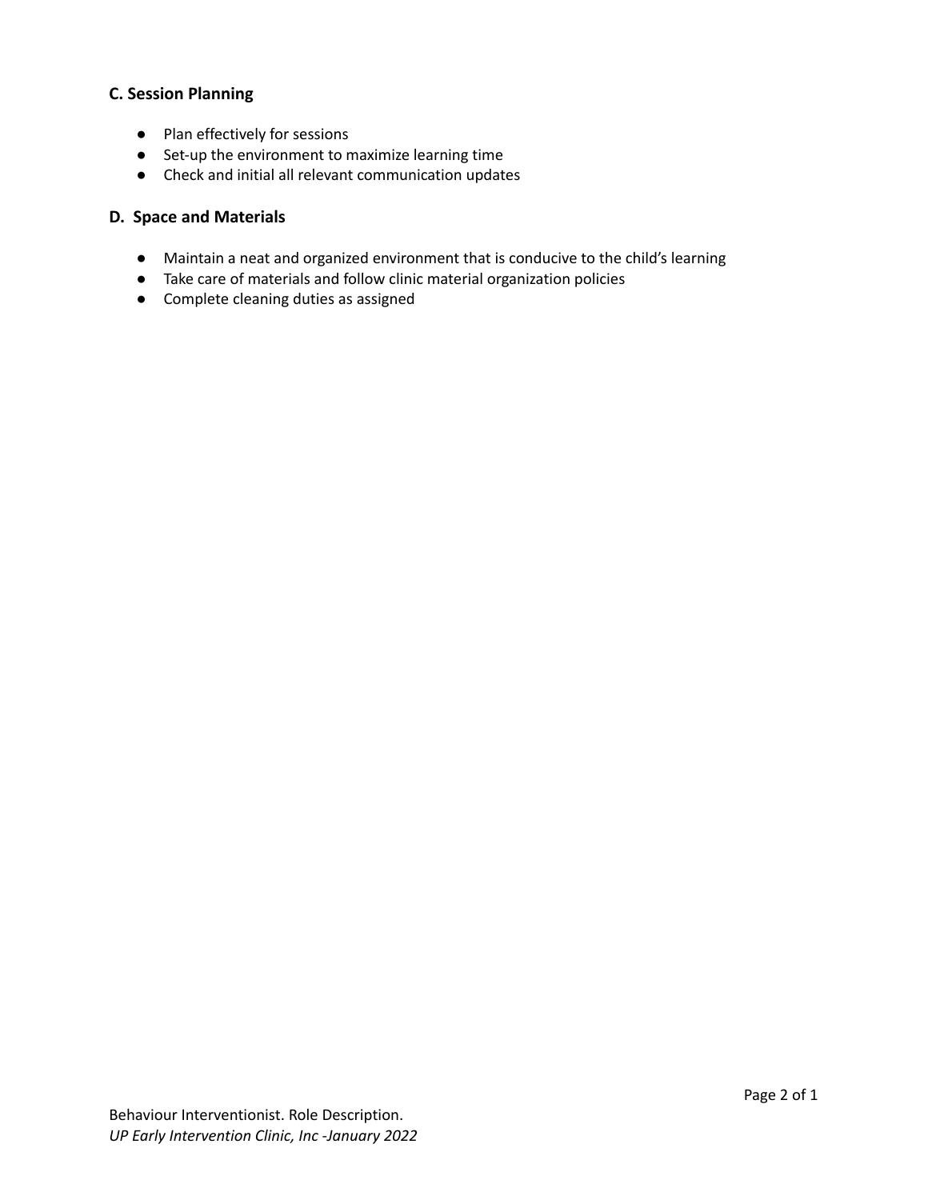### C. Session Planning

- Plan effectively for sessions
- Set-up the environment to maximize learning time
- Check and initial all relevant communication updates

### D. Space and Materials

- Maintain a neat and organized environment that is conducive to the child's learning
- Take care of materials and follow clinic material organization policies
- Complete cleaning duties as assigned